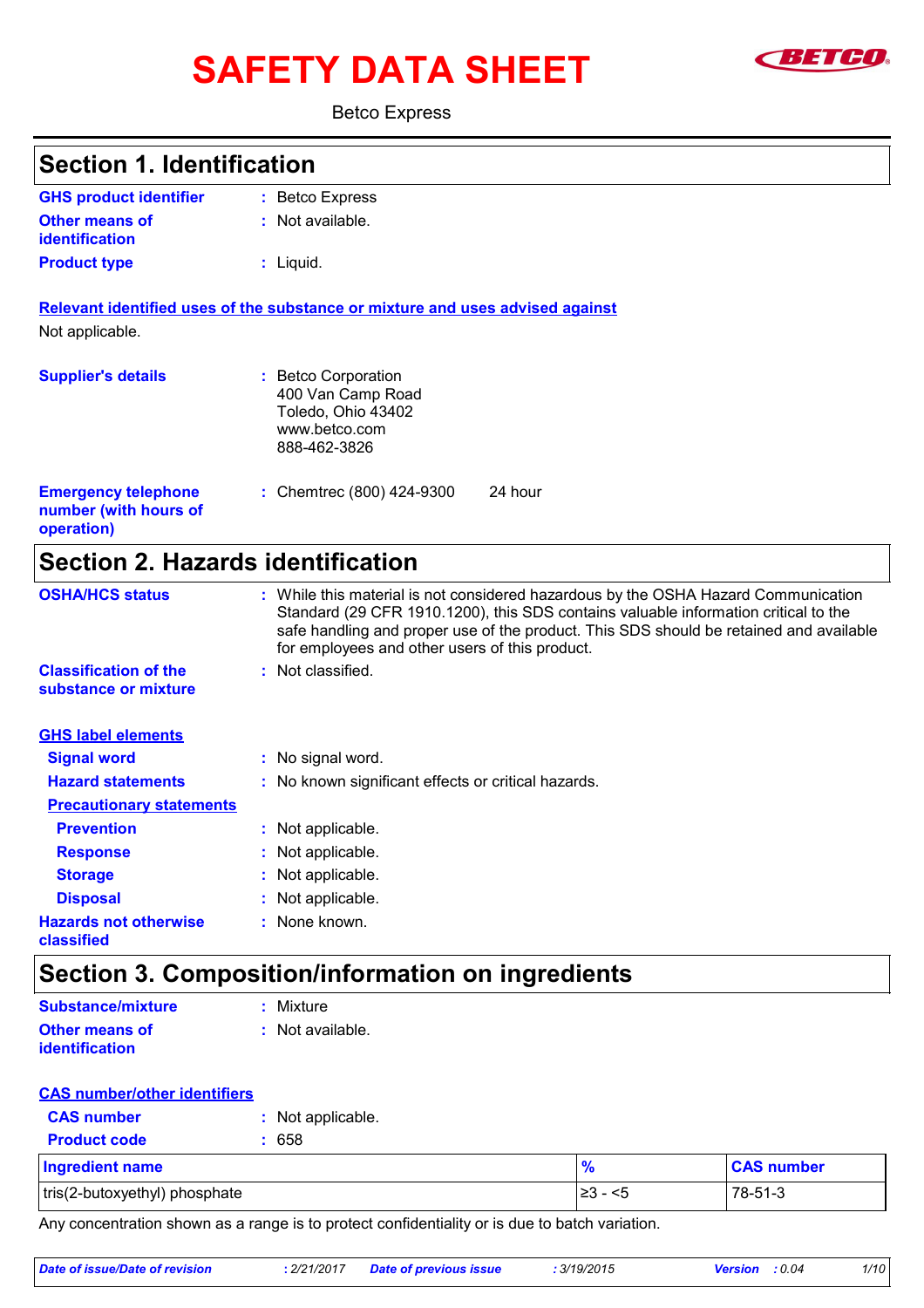# SAFETY DATA SHEET

Betco Express

## Section 1. Identification

**GHS product identifier** : Betco Express

**Other means of identification** : Not available.

**Product type** : Liquid.

**Relevant identified uses of the substance or mixture and uses advised against**

Not applicable.

**Supplier's details** : Betco Corporation
400 Van Camp Road
Toledo, Ohio 43402
www.betco.com
888-462-3826

**Emergency telephone number (with hours of operation)** : Chemtrec (800) 424-9300 24 hour

## Section 2. Hazards identification

**OSHA/HCS status** : While this material is not considered hazardous by the OSHA Hazard Communication Standard (29 CFR 1910.1200), this SDS contains valuable information critical to the safe handling and proper use of the product. This SDS should be retained and available for employees and other users of this product.

**Classification of the substance or mixture** : Not classified.

**GHS label elements**

**Signal word** : No signal word.

**Hazard statements** : No known significant effects or critical hazards.

**Precautionary statements**

**Prevention** : Not applicable.

**Response** : Not applicable.

**Storage** : Not applicable.

**Disposal** : Not applicable.

**Hazards not otherwise classified** : None known.

## Section 3. Composition/information on ingredients

**Substance/mixture** : Mixture

**Other means of identification** : Not available.

**CAS number/other identifiers**

**CAS number** : Not applicable.

**Product code** : 658

| Ingredient name | % | CAS number |
|---|---|---|
| tris(2-butoxyethyl) phosphate | ≥3 - <5 | 78-51-3 |

Any concentration shown as a range is to protect confidentiality or is due to batch variation.

*Date of issue/Date of revision* : 2/21/2017 *Date of previous issue* : 3/19/2015 *Version* : 0.04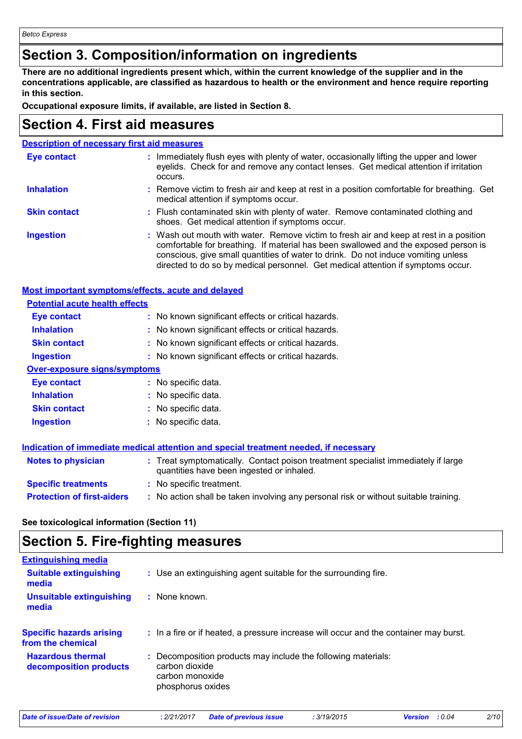## Section 3. Composition/information on ingredients

**There are no additional ingredients present which, within the current knowledge of the supplier and in the concentrations applicable, are classified as hazardous to health or the environment and hence require reporting in this section.**

**Occupational exposure limits, if available, are listed in Section 8.**

## Section 4. First aid measures

### Description of necessary first aid measures

| | |
|---|---|
| **Eye contact** | : Immediately flush eyes with plenty of water, occasionally lifting the upper and lower eyelids. Check for and remove any contact lenses. Get medical attention if irritation occurs. |
| **Inhalation** | : Remove victim to fresh air and keep at rest in a position comfortable for breathing. Get medical attention if symptoms occur. |
| **Skin contact** | : Flush contaminated skin with plenty of water. Remove contaminated clothing and shoes. Get medical attention if symptoms occur. |
| **Ingestion** | : Wash out mouth with water. Remove victim to fresh air and keep at rest in a position comfortable for breathing. If material has been swallowed and the exposed person is conscious, give small quantities of water to drink. Do not induce vomiting unless directed to do so by medical personnel. Get medical attention if symptoms occur. |

### Most important symptoms/effects, acute and delayed

**Potential acute health effects**

| | |
|---|---|
| **Eye contact** | : No known significant effects or critical hazards. |
| **Inhalation** | : No known significant effects or critical hazards. |
| **Skin contact** | : No known significant effects or critical hazards. |
| **Ingestion** | : No known significant effects or critical hazards. |

**Over-exposure signs/symptoms**

| | |
|---|---|
| **Eye contact** | : No specific data. |
| **Inhalation** | : No specific data. |
| **Skin contact** | : No specific data. |
| **Ingestion** | : No specific data. |

### Indication of immediate medical attention and special treatment needed, if necessary

| | |
|---|---|
| **Notes to physician** | : Treat symptomatically. Contact poison treatment specialist immediately if large quantities have been ingested or inhaled. |
| **Specific treatments** | : No specific treatment. |
| **Protection of first-aiders** | : No action shall be taken involving any personal risk or without suitable training. |

**See toxicological information (Section 11)**

## Section 5. Fire-fighting measures

### Extinguishing media

| | |
|---|---|
| **Suitable extinguishing media** | : Use an extinguishing agent suitable for the surrounding fire. |
| **Unsuitable extinguishing media** | : None known. |

| | |
|---|---|
| **Specific hazards arising from the chemical** | : In a fire or if heated, a pressure increase will occur and the container may burst. |
| **Hazardous thermal decomposition products** | : Decomposition products may include the following materials:<br>carbon dioxide<br>carbon monoxide<br>phosphorus oxides |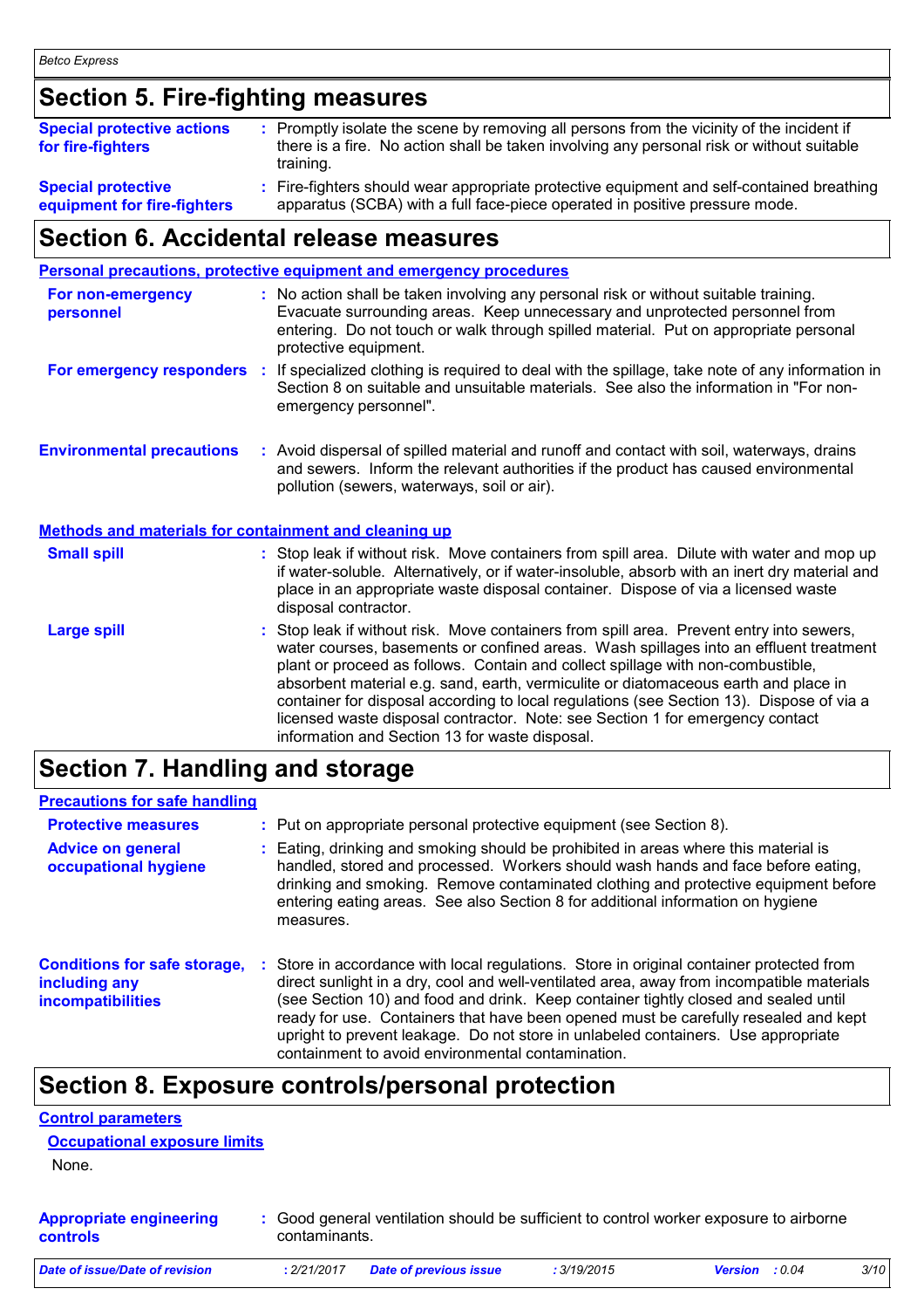## Section 5. Fire-fighting measures

**Special protective actions for fire-fighters** : Promptly isolate the scene by removing all persons from the vicinity of the incident if there is a fire. No action shall be taken involving any personal risk or without suitable training.

**Special protective equipment for fire-fighters** : Fire-fighters should wear appropriate protective equipment and self-contained breathing apparatus (SCBA) with a full face-piece operated in positive pressure mode.

## Section 6. Accidental release measures

### Personal precautions, protective equipment and emergency procedures

**For non-emergency personnel** : No action shall be taken involving any personal risk or without suitable training. Evacuate surrounding areas. Keep unnecessary and unprotected personnel from entering. Do not touch or walk through spilled material. Put on appropriate personal protective equipment.

**For emergency responders** : If specialized clothing is required to deal with the spillage, take note of any information in Section 8 on suitable and unsuitable materials. See also the information in "For non-emergency personnel".

**Environmental precautions** : Avoid dispersal of spilled material and runoff and contact with soil, waterways, drains and sewers. Inform the relevant authorities if the product has caused environmental pollution (sewers, waterways, soil or air).

### Methods and materials for containment and cleaning up

**Small spill** : Stop leak if without risk. Move containers from spill area. Dilute with water and mop up if water-soluble. Alternatively, or if water-insoluble, absorb with an inert dry material and place in an appropriate waste disposal container. Dispose of via a licensed waste disposal contractor.

**Large spill** : Stop leak if without risk. Move containers from spill area. Prevent entry into sewers, water courses, basements or confined areas. Wash spillages into an effluent treatment plant or proceed as follows. Contain and collect spillage with non-combustible, absorbent material e.g. sand, earth, vermiculite or diatomaceous earth and place in container for disposal according to local regulations (see Section 13). Dispose of via a licensed waste disposal contractor. Note: see Section 1 for emergency contact information and Section 13 for waste disposal.

## Section 7. Handling and storage

### Precautions for safe handling

**Protective measures** : Put on appropriate personal protective equipment (see Section 8).

**Advice on general occupational hygiene** : Eating, drinking and smoking should be prohibited in areas where this material is handled, stored and processed. Workers should wash hands and face before eating, drinking and smoking. Remove contaminated clothing and protective equipment before entering eating areas. See also Section 8 for additional information on hygiene measures.

**Conditions for safe storage, including any incompatibilities** : Store in accordance with local regulations. Store in original container protected from direct sunlight in a dry, cool and well-ventilated area, away from incompatible materials (see Section 10) and food and drink. Keep container tightly closed and sealed until ready for use. Containers that have been opened must be carefully resealed and kept upright to prevent leakage. Do not store in unlabeled containers. Use appropriate containment to avoid environmental contamination.

## Section 8. Exposure controls/personal protection

### Control parameters

#### Occupational exposure limits

None.

**Appropriate engineering controls** : Good general ventilation should be sufficient to control worker exposure to airborne contaminants.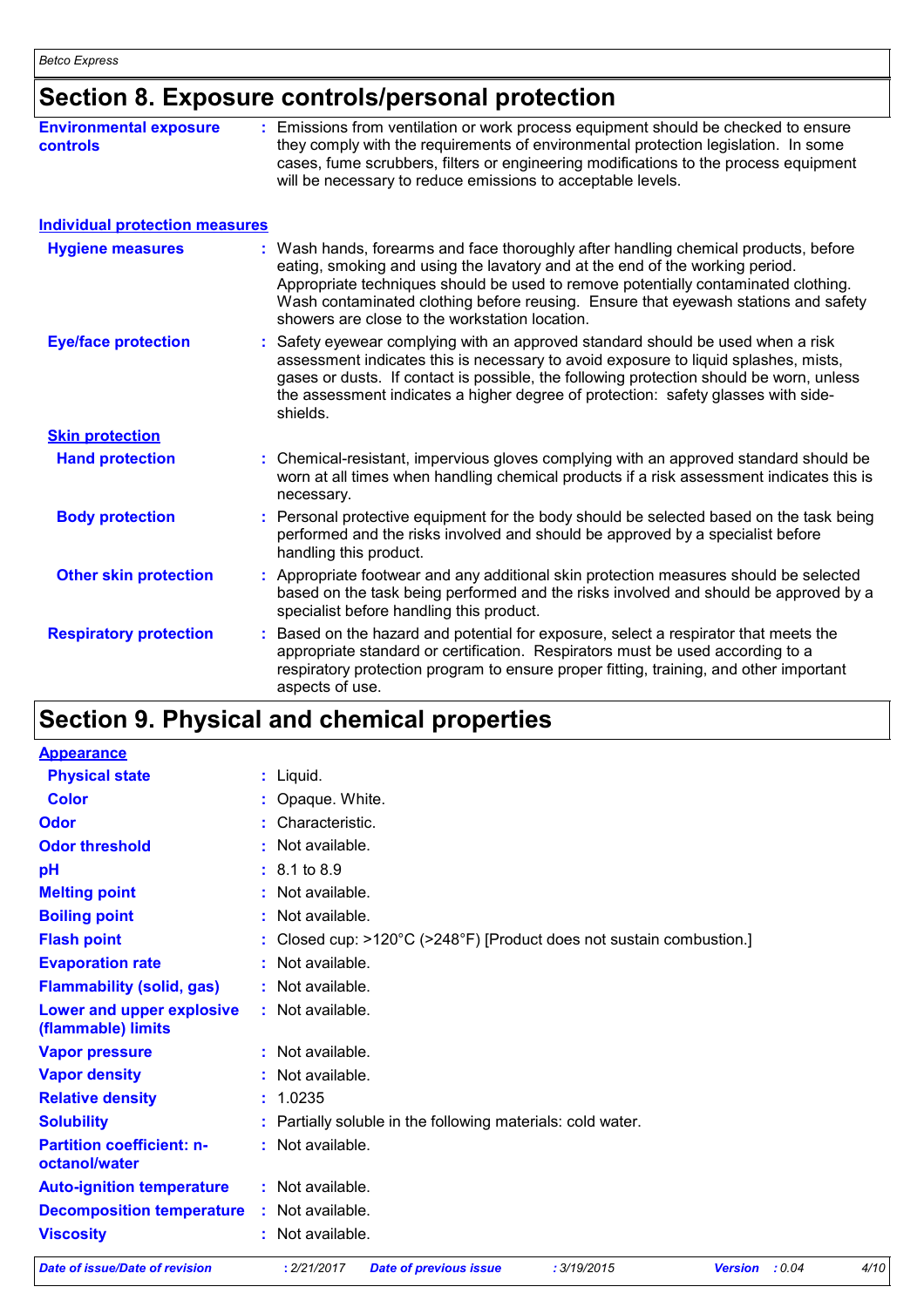## Section 8. Exposure controls/personal protection

| | |
|---|---|
| **Environmental exposure controls** | : Emissions from ventilation or work process equipment should be checked to ensure they comply with the requirements of environmental protection legislation. In some cases, fume scrubbers, filters or engineering modifications to the process equipment will be necessary to reduce emissions to acceptable levels. |

**Individual protection measures**

| | |
|---|---|
| **Hygiene measures** | : Wash hands, forearms and face thoroughly after handling chemical products, before eating, smoking and using the lavatory and at the end of the working period. Appropriate techniques should be used to remove potentially contaminated clothing. Wash contaminated clothing before reusing. Ensure that eyewash stations and safety showers are close to the workstation location. |
| **Eye/face protection** | : Safety eyewear complying with an approved standard should be used when a risk assessment indicates this is necessary to avoid exposure to liquid splashes, mists, gases or dusts. If contact is possible, the following protection should be worn, unless the assessment indicates a higher degree of protection: safety glasses with side-shields. |

**Skin protection**

| | |
|---|---|
| **Hand protection** | : Chemical-resistant, impervious gloves complying with an approved standard should be worn at all times when handling chemical products if a risk assessment indicates this is necessary. |
| **Body protection** | : Personal protective equipment for the body should be selected based on the task being performed and the risks involved and should be approved by a specialist before handling this product. |
| **Other skin protection** | : Appropriate footwear and any additional skin protection measures should be selected based on the task being performed and the risks involved and should be approved by a specialist before handling this product. |
| **Respiratory protection** | : Based on the hazard and potential for exposure, select a respirator that meets the appropriate standard or certification. Respirators must be used according to a respiratory protection program to ensure proper fitting, training, and other important aspects of use. |

## Section 9. Physical and chemical properties

**Appearance**

| | |
|---|---|
| **Physical state** | : Liquid. |
| **Color** | : Opaque. White. |
| **Odor** | : Characteristic. |
| **Odor threshold** | : Not available. |
| **pH** | : 8.1 to 8.9 |
| **Melting point** | : Not available. |
| **Boiling point** | : Not available. |
| **Flash point** | : Closed cup: >120°C (>248°F) [Product does not sustain combustion.] |
| **Evaporation rate** | : Not available. |
| **Flammability (solid, gas)** | : Not available. |
| **Lower and upper explosive (flammable) limits** | : Not available. |
| **Vapor pressure** | : Not available. |
| **Vapor density** | : Not available. |
| **Relative density** | : 1.0235 |
| **Solubility** | : Partially soluble in the following materials: cold water. |
| **Partition coefficient: n-octanol/water** | : Not available. |
| **Auto-ignition temperature** | : Not available. |
| **Decomposition temperature** | : Not available. |
| **Viscosity** | : Not available. |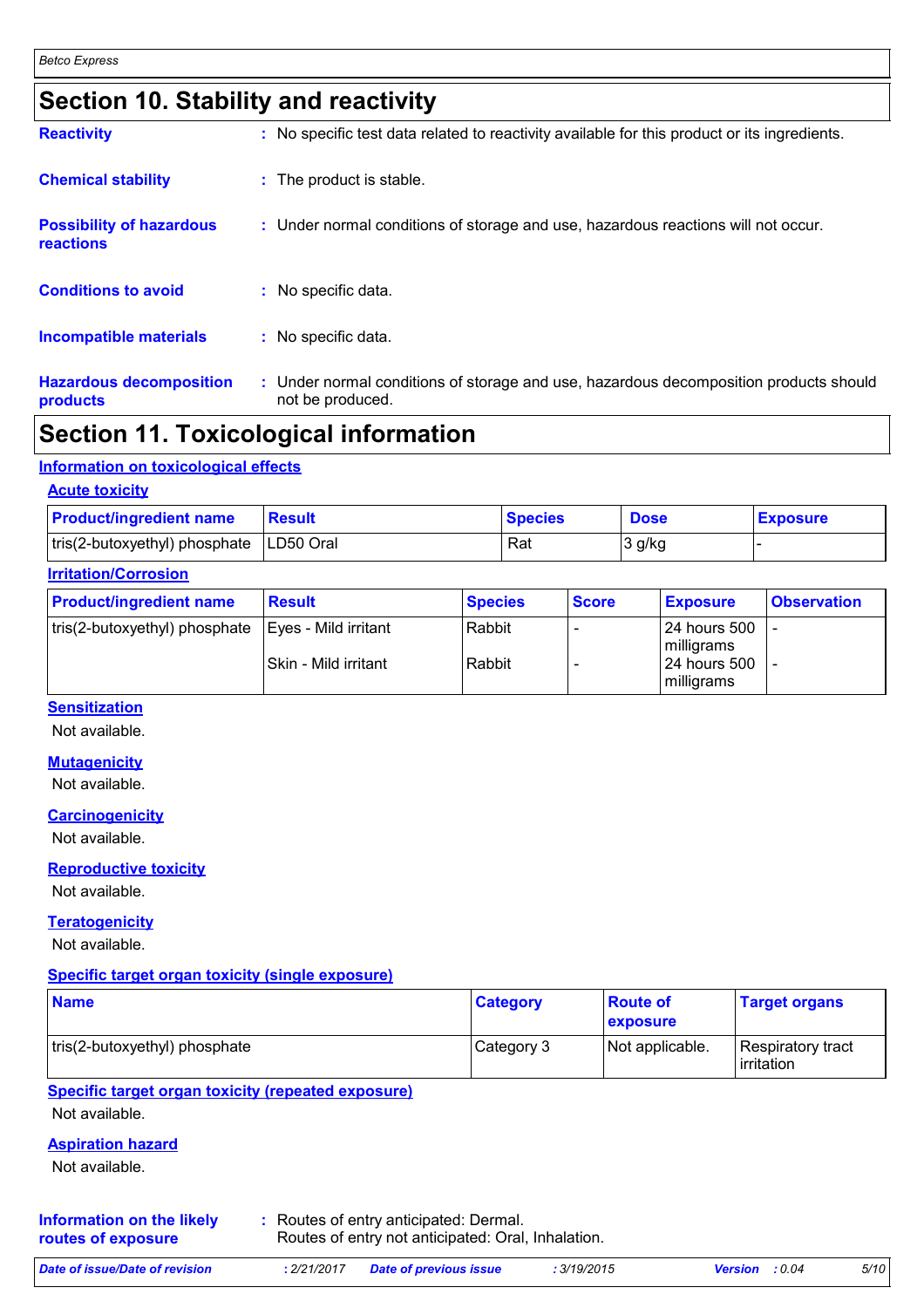## Section 10. Stability and reactivity

**Reactivity** : No specific test data related to reactivity available for this product or its ingredients.

**Chemical stability** : The product is stable.

**Possibility of hazardous reactions** : Under normal conditions of storage and use, hazardous reactions will not occur.

**Conditions to avoid** : No specific data.

**Incompatible materials** : No specific data.

**Hazardous decomposition products** : Under normal conditions of storage and use, hazardous decomposition products should not be produced.

## Section 11. Toxicological information

### Information on toxicological effects

#### Acute toxicity

| Product/ingredient name | Result | Species | Dose | Exposure |
|---|---|---|---|---|
| tris(2-butoxyethyl) phosphate | LD50 Oral | Rat | 3 g/kg | - |

#### Irritation/Corrosion

| Product/ingredient name | Result | Species | Score | Exposure | Observation |
|---|---|---|---|---|---|
| tris(2-butoxyethyl) phosphate | Eyes - Mild irritant | Rabbit | - | 24 hours 500 milligrams | - |
| | Skin - Mild irritant | Rabbit | - | 24 hours 500 milligrams | - |

#### Sensitization

Not available.

#### Mutagenicity

Not available.

#### Carcinogenicity

Not available.

#### Reproductive toxicity

Not available.

#### Teratogenicity

Not available.

#### Specific target organ toxicity (single exposure)

| Name | Category | Route of exposure | Target organs |
|---|---|---|---|
| tris(2-butoxyethyl) phosphate | Category 3 | Not applicable. | Respiratory tract irritation |

#### Specific target organ toxicity (repeated exposure)

Not available.

#### Aspiration hazard

Not available.

**Information on the likely routes of exposure** : Routes of entry anticipated: Dermal.
Routes of entry not anticipated: Oral, Inhalation.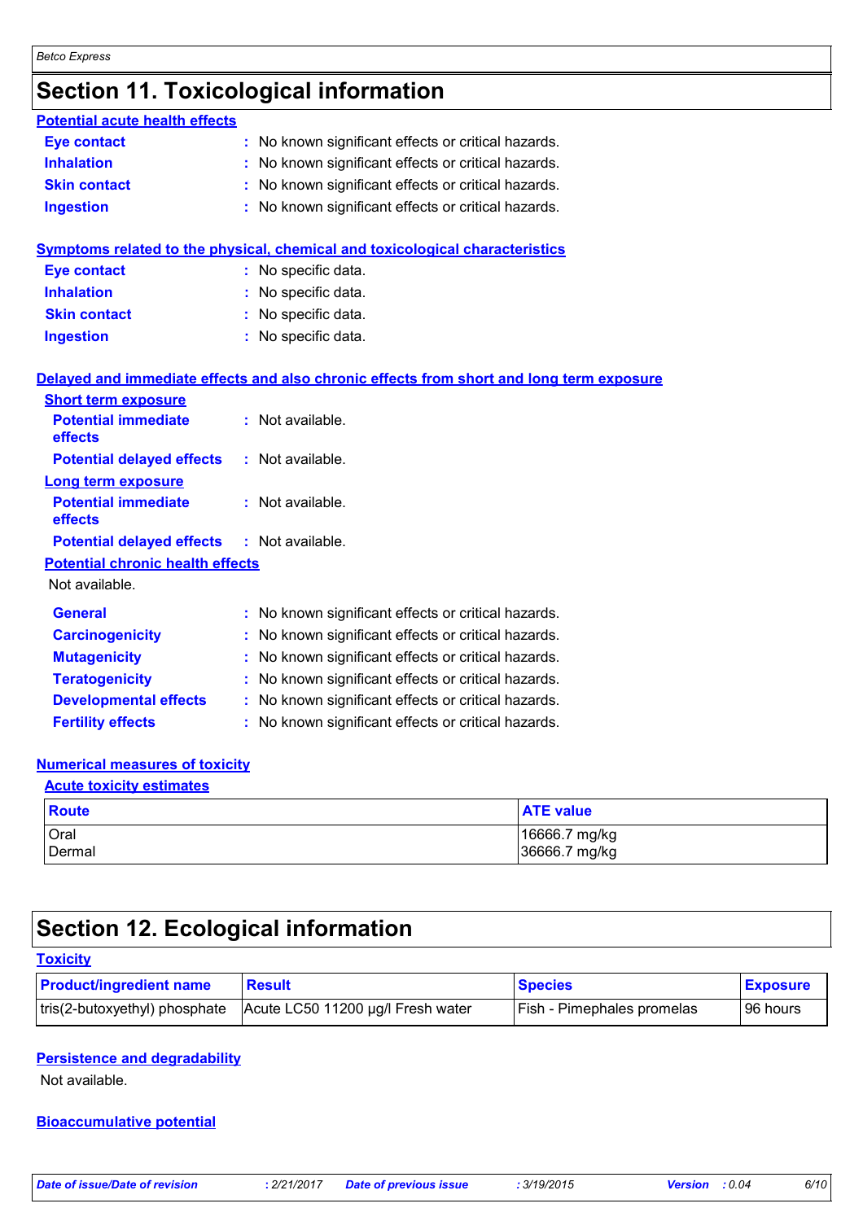# Section 11. Toxicological information

### Potential acute health effects

**Eye contact** : No known significant effects or critical hazards.
**Inhalation** : No known significant effects or critical hazards.
**Skin contact** : No known significant effects or critical hazards.
**Ingestion** : No known significant effects or critical hazards.

### Symptoms related to the physical, chemical and toxicological characteristics

**Eye contact** : No specific data.
**Inhalation** : No specific data.
**Skin contact** : No specific data.
**Ingestion** : No specific data.

### Delayed and immediate effects and also chronic effects from short and long term exposure

#### Short term exposure

**Potential immediate effects** : Not available.
**Potential delayed effects** : Not available.

#### Long term exposure

**Potential immediate effects** : Not available.
**Potential delayed effects** : Not available.

#### Potential chronic health effects

Not available.

**General** : No known significant effects or critical hazards.
**Carcinogenicity** : No known significant effects or critical hazards.
**Mutagenicity** : No known significant effects or critical hazards.
**Teratogenicity** : No known significant effects or critical hazards.
**Developmental effects** : No known significant effects or critical hazards.
**Fertility effects** : No known significant effects or critical hazards.

### Numerical measures of toxicity

#### Acute toxicity estimates

| Route | ATE value |
|---|---|
| Oral | 16666.7 mg/kg |
| Dermal | 36666.7 mg/kg |

# Section 12. Ecological information

### Toxicity

| Product/ingredient name | Result | Species | Exposure |
|---|---|---|---|
| tris(2-butoxyethyl) phosphate | Acute LC50 11200 µg/l Fresh water | Fish - Pimephales promelas | 96 hours |

### Persistence and degradability

Not available.

### Bioaccumulative potential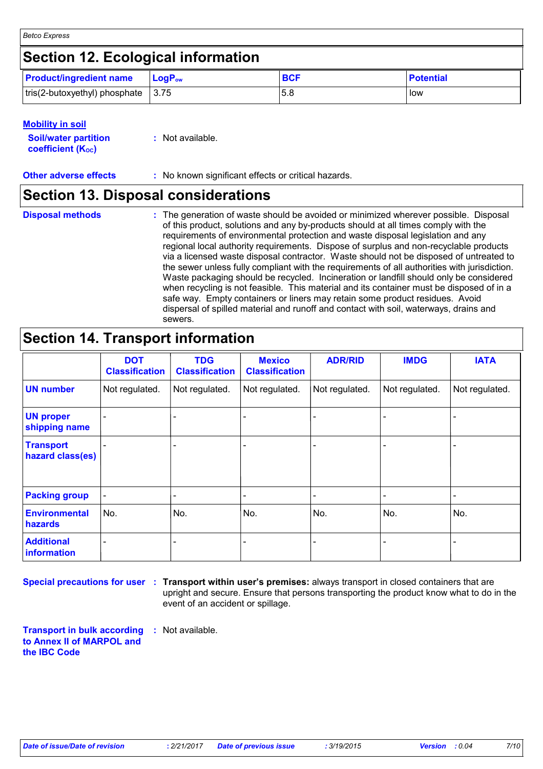## Section 12. Ecological information

| Product/ingredient name | $LogP_{ow}$ | BCF | Potential |
|---|---|---|---|
| tris(2-butoxyethyl) phosphate | 3.75 | 5.8 | low |

**Mobility in soil**

**Soil/water partition coefficient ($K_{OC}$)** : Not available.

**Other adverse effects** : No known significant effects or critical hazards.

## Section 13. Disposal considerations

**Disposal methods** : The generation of waste should be avoided or minimized wherever possible. Disposal of this product, solutions and any by-products should at all times comply with the requirements of environmental protection and waste disposal legislation and any regional local authority requirements. Dispose of surplus and non-recyclable products via a licensed waste disposal contractor. Waste should not be disposed of untreated to the sewer unless fully compliant with the requirements of all authorities with jurisdiction. Waste packaging should be recycled. Incineration or landfill should only be considered when recycling is not feasible. This material and its container must be disposed of in a safe way. Empty containers or liners may retain some product residues. Avoid dispersal of spilled material and runoff and contact with soil, waterways, drains and sewers.

## Section 14. Transport information

| | DOT Classification | TDG Classification | Mexico Classification | ADR/RID | IMDG | IATA |
|---|---|---|---|---|---|---|
| UN number | Not regulated. | Not regulated. | Not regulated. | Not regulated. | Not regulated. | Not regulated. |
| UN proper shipping name | - | - | - | - | - | - |
| Transport hazard class(es) | - | - | - | - | - | - |
| Packing group | - | - | - | - | - | - |
| Environmental hazards | No. | No. | No. | No. | No. | No. |
| Additional information | - | - | - | - | - | - |

**Special precautions for user** : **Transport within user's premises:** always transport in closed containers that are upright and secure. Ensure that persons transporting the product know what to do in the event of an accident or spillage.

**Transport in bulk according to Annex II of MARPOL and the IBC Code** : Not available.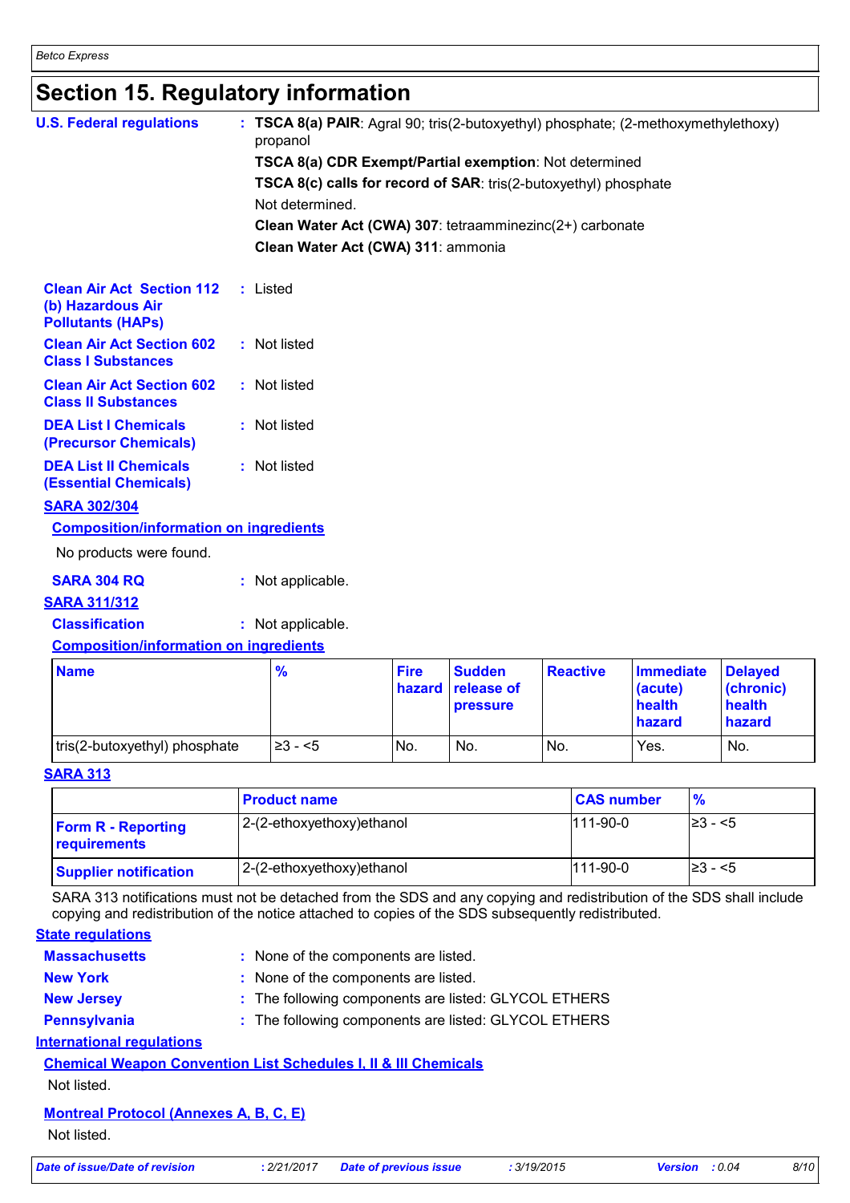# Section 15. Regulatory information

**U.S. Federal regulations** : **TSCA 8(a) PAIR**: Agral 90; tris(2-butoxyethyl) phosphate; (2-methoxymethylethoxy) propanol

**TSCA 8(a) CDR Exempt/Partial exemption**: Not determined

**TSCA 8(c) calls for record of SAR**: tris(2-butoxyethyl) phosphate

Not determined.

**Clean Water Act (CWA) 307**: tetraamminezinc(2+) carbonate

**Clean Water Act (CWA) 311**: ammonia

**Clean Air Act Section 112 (b) Hazardous Air Pollutants (HAPs)** : Listed

**Clean Air Act Section 602 Class I Substances** : Not listed

**Clean Air Act Section 602 Class II Substances** : Not listed

**DEA List I Chemicals (Precursor Chemicals)** : Not listed

**DEA List II Chemicals (Essential Chemicals)** : Not listed

### SARA 302/304

**Composition/information on ingredients**

No products were found.

**SARA 304 RQ** : Not applicable.

### SARA 311/312

**Classification** : Not applicable.

**Composition/information on ingredients**

| Name | % | Fire hazard | Sudden release of pressure | Reactive | Immediate (acute) health hazard | Delayed (chronic) health hazard |
|---|---|---|---|---|---|---|
| tris(2-butoxyethyl) phosphate | ≥3 - <5 | No. | No. | No. | Yes. | No. |

### SARA 313

| | Product name | CAS number | % |
|---|---|---|---|
| **Form R - Reporting requirements** | 2-(2-ethoxyethoxy)ethanol | 111-90-0 | ≥3 - <5 |
| **Supplier notification** | 2-(2-ethoxyethoxy)ethanol | 111-90-0 | ≥3 - <5 |

SARA 313 notifications must not be detached from the SDS and any copying and redistribution of the SDS shall include copying and redistribution of the notice attached to copies of the SDS subsequently redistributed.

### State regulations

**Massachusetts** : None of the components are listed.

**New York** : None of the components are listed.

**New Jersey** : The following components are listed: GLYCOL ETHERS

**Pennsylvania** : The following components are listed: GLYCOL ETHERS

### International regulations

**Chemical Weapon Convention List Schedules I, II & III Chemicals**

Not listed.

**Montreal Protocol (Annexes A, B, C, E)**

Not listed.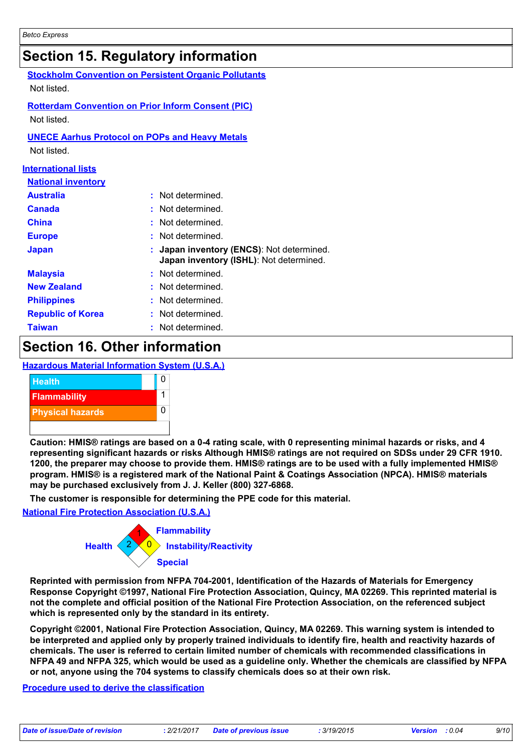## Section 15. Regulatory information

**Stockholm Convention on Persistent Organic Pollutants**

Not listed.

**Rotterdam Convention on Prior Inform Consent (PIC)**

Not listed.

**UNECE Aarhus Protocol on POPs and Heavy Metals**

Not listed.

**International lists**

**National inventory**

| | |
|---|---|
| **Australia** | : Not determined. |
| **Canada** | : Not determined. |
| **China** | : Not determined. |
| **Europe** | : Not determined. |
| **Japan** | : **Japan inventory (ENCS)**: Not determined. **Japan inventory (ISHL)**: Not determined. |
| **Malaysia** | : Not determined. |
| **New Zealand** | : Not determined. |
| **Philippines** | : Not determined. |
| **Republic of Korea** | : Not determined. |
| **Taiwan** | : Not determined. |

## Section 16. Other information

**Hazardous Material Information System (U.S.A.)**

| | |
|---|---|
| Health | 0 |
| Flammability | 1 |
| Physical hazards | 0 |

**Caution: HMIS® ratings are based on a 0-4 rating scale, with 0 representing minimal hazards or risks, and 4 representing significant hazards or risks Although HMIS® ratings are not required on SDSs under 29 CFR 1910. 1200, the preparer may choose to provide them. HMIS® ratings are to be used with a fully implemented HMIS® program. HMIS® is a registered mark of the National Paint & Coatings Association (NPCA). HMIS® materials may be purchased exclusively from J. J. Keller (800) 327-6868.**

**The customer is responsible for determining the PPE code for this material.**

**National Fire Protection Association (U.S.A.)**

Health: 2
Flammability: 1
Instability/Reactivity: 0
Special:

**Reprinted with permission from NFPA 704-2001, Identification of the Hazards of Materials for Emergency Response Copyright ©1997, National Fire Protection Association, Quincy, MA 02269. This reprinted material is not the complete and official position of the National Fire Protection Association, on the referenced subject which is represented only by the standard in its entirety.**

**Copyright ©2001, National Fire Protection Association, Quincy, MA 02269. This warning system is intended to be interpreted and applied only by properly trained individuals to identify fire, health and reactivity hazards of chemicals. The user is referred to certain limited number of chemicals with recommended classifications in NFPA 49 and NFPA 325, which would be used as a guideline only. Whether the chemicals are classified by NFPA or not, anyone using the 704 systems to classify chemicals does so at their own risk.**

**Procedure used to derive the classification**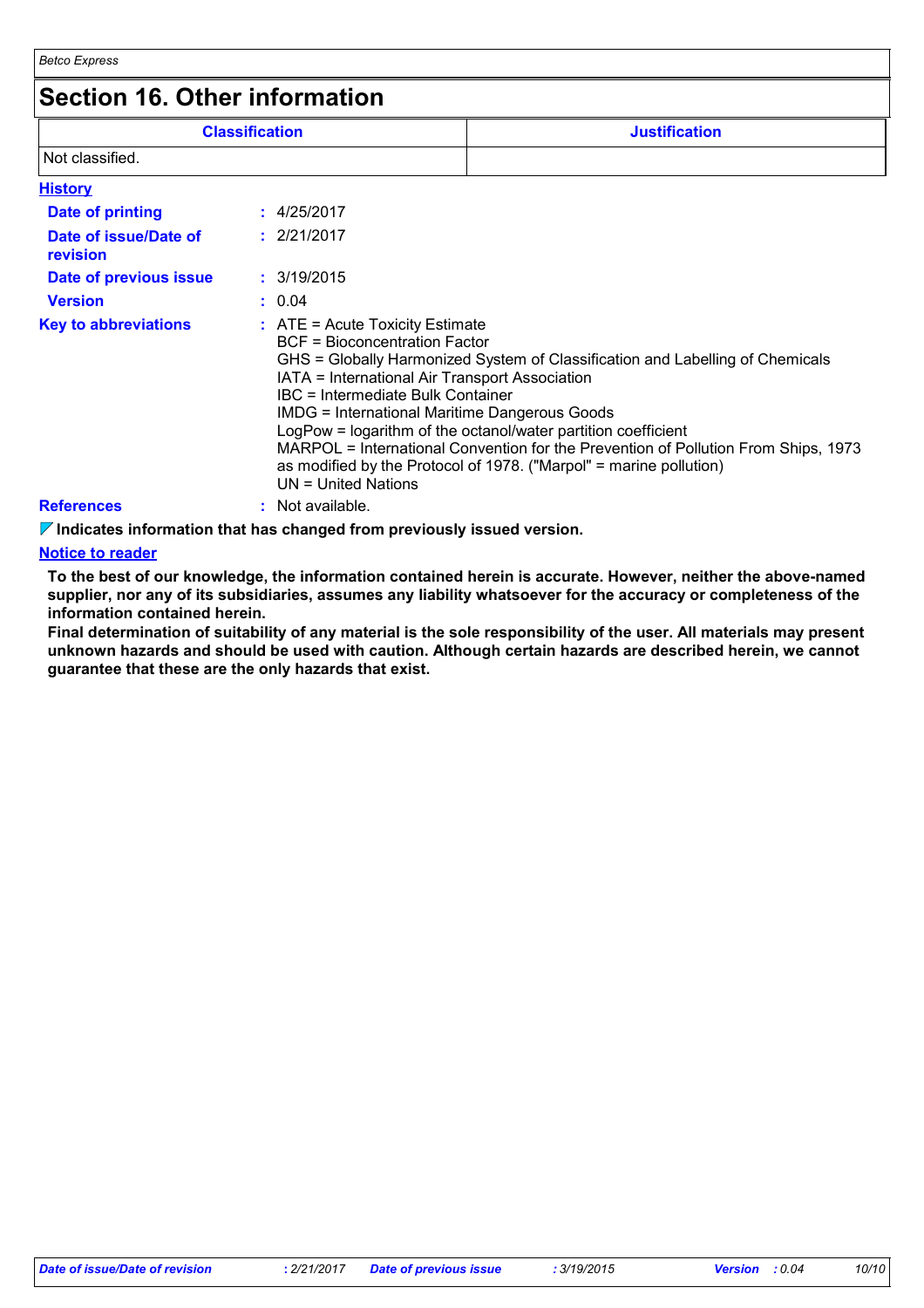# Section 16. Other information

| Classification | Justification |
| --- | --- |
| Not classified. | |

## History

**Date of printing** : 4/25/2017

**Date of issue/Date of revision** : 2/21/2017

**Date of previous issue** : 3/19/2015

**Version** : 0.04

**Key to abbreviations** :
ATE = Acute Toxicity Estimate
BCF = Bioconcentration Factor
GHS = Globally Harmonized System of Classification and Labelling of Chemicals
IATA = International Air Transport Association
IBC = Intermediate Bulk Container
IMDG = International Maritime Dangerous Goods
LogPow = logarithm of the octanol/water partition coefficient
MARPOL = International Convention for the Prevention of Pollution From Ships, 1973 as modified by the Protocol of 1978. ("Marpol" = marine pollution)
UN = United Nations

**References** : Not available.

**Indicates information that has changed from previously issued version.**

## Notice to reader

**To the best of our knowledge, the information contained herein is accurate. However, neither the above-named supplier, nor any of its subsidiaries, assumes any liability whatsoever for the accuracy or completeness of the information contained herein.**

**Final determination of suitability of any material is the sole responsibility of the user. All materials may present unknown hazards and should be used with caution. Although certain hazards are described herein, we cannot guarantee that these are the only hazards that exist.**